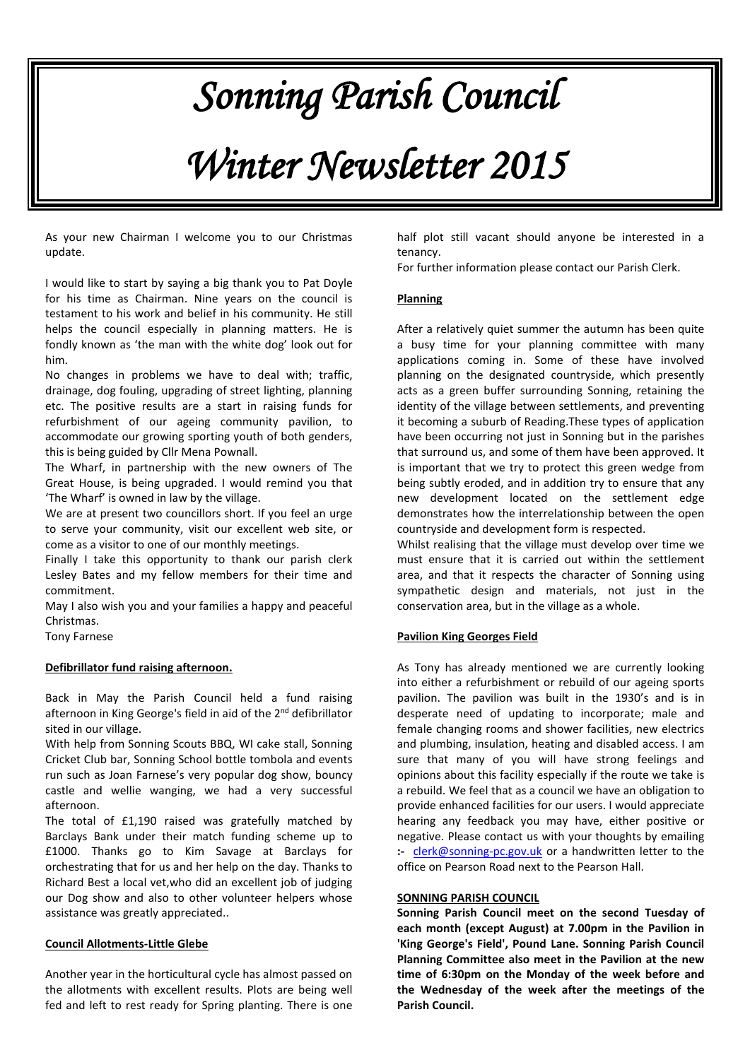# Sonning Parish Council

# Winter Newsletter 2015

As your new Chairman I welcome you to our Christmas update.

I would like to start by saying a big thank you to Pat Doyle for his time as Chairman. Nine years on the council is testament to his work and belief in his community. He still helps the council especially in planning matters. He is fondly known as 'the man with the white dog' look out for him.

No changes in problems we have to deal with; traffic, drainage, dog fouling, upgrading of street lighting, planning etc. The positive results are a start in raising funds for refurbishment of our ageing community pavilion, to accommodate our growing sporting youth of both genders, this is being guided by Cllr Mena Pownall.

The Wharf, in partnership with the new owners of The Great House, is being upgraded. I would remind you that 'The Wharf' is owned in law by the village.

We are at present two councillors short. If you feel an urge to serve your community, visit our excellent web site, or come as a visitor to one of our monthly meetings.

Finally I take this opportunity to thank our parish clerk Lesley Bates and my fellow members for their time and commitment.

May I also wish you and your families a happy and peaceful Christmas.

Tony Farnese

## Defibrillator fund raising afternoon.

Back in May the Parish Council held a fund raising afternoon in King George's field in aid of the 2nd defibrillator sited in our village.

With help from Sonning Scouts BBQ, WI cake stall, Sonning Cricket Club bar, Sonning School bottle tombola and events run such as Joan Farnese's very popular dog show, bouncy castle and wellie wanging, we had a very successful afternoon.

The total of £1,190 raised was gratefully matched by Barclays Bank under their match funding scheme up to £1000. Thanks go to Kim Savage at Barclays for orchestrating that for us and her help on the day. Thanks to Richard Best a local vet,who did an excellent job of judging our Dog show and also to other volunteer helpers whose assistance was greatly appreciated..

## Council Allotments-Little Glebe

Another year in the horticultural cycle has almost passed on the allotments with excellent results. Plots are being well fed and left to rest ready for Spring planting. There is one half plot still vacant should anyone be interested in a tenancy.

For further information please contact our Parish Clerk.

## Planning

After a relatively quiet summer the autumn has been quite a busy time for your planning committee with many applications coming in. Some of these have involved planning on the designated countryside, which presently acts as a green buffer surrounding Sonning, retaining the identity of the village between settlements, and preventing it becoming a suburb of Reading.These types of application have been occurring not just in Sonning but in the parishes that surround us, and some of them have been approved. It is important that we try to protect this green wedge from being subtly eroded, and in addition try to ensure that any new development located on the settlement edge demonstrates how the interrelationship between the open countryside and development form is respected.

Whilst realising that the village must develop over time we must ensure that it is carried out within the settlement area, and that it respects the character of Sonning using sympathetic design and materials, not just in the conservation area, but in the village as a whole.

## Pavilion King Georges Field

As Tony has already mentioned we are currently looking into either a refurbishment or rebuild of our ageing sports pavilion. The pavilion was built in the 1930's and is in desperate need of updating to incorporate; male and female changing rooms and shower facilities, new electrics and plumbing, insulation, heating and disabled access. I am sure that many of you will have strong feelings and opinions about this facility especially if the route we take is a rebuild. We feel that as a council we have an obligation to provide enhanced facilities for our users. I would appreciate hearing any feedback you may have, either positive or negative. Please contact us with your thoughts by emailing :- clerk@sonning-pc.gov.uk or a handwritten letter to the office on Pearson Road next to the Pearson Hall.

## SONNING PARISH COUNCIL

**Sonning Parish Council meet on the second Tuesday of each month (except August) at 7.00pm in the Pavilion in 'King George's Field', Pound Lane. Sonning Parish Council Planning Committee also meet in the Pavilion at the new time of 6:30pm on the Monday of the week before and the Wednesday of the week after the meetings of the Parish Council.**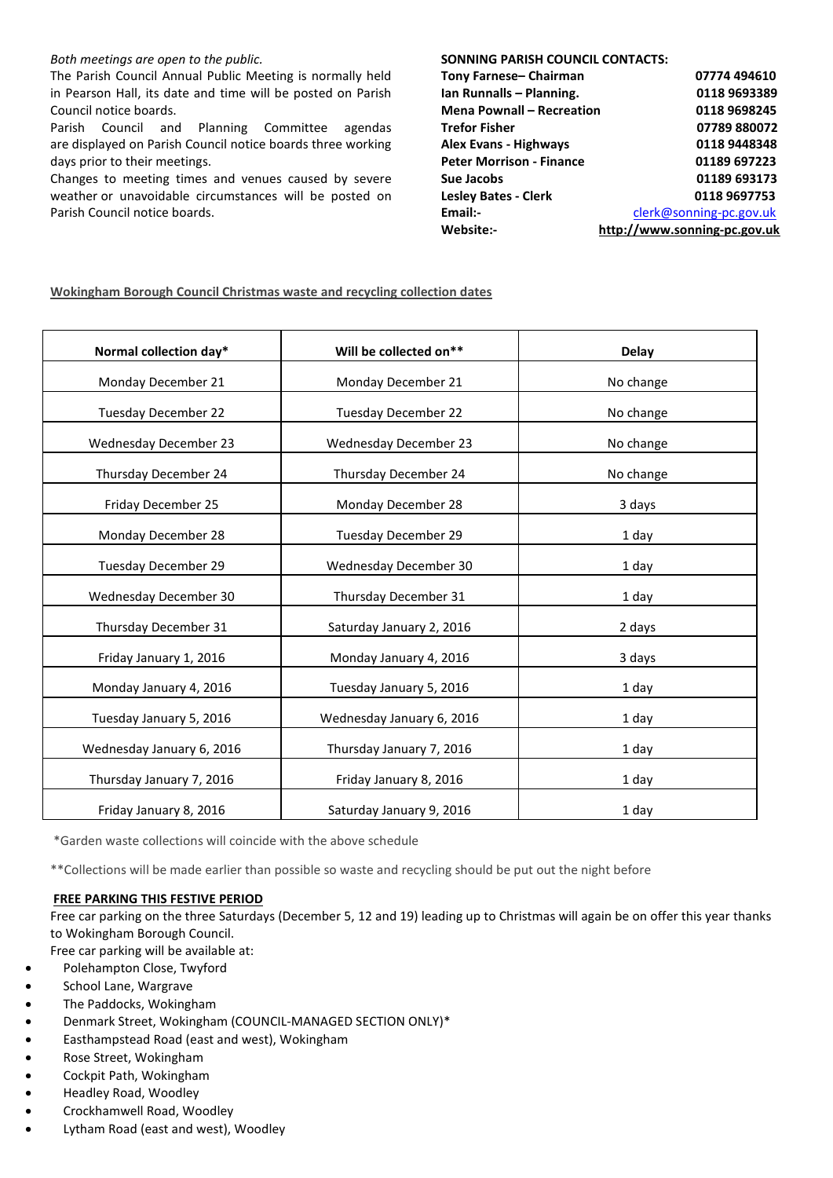*Both meetings are open to the public.*

The Parish Council Annual Public Meeting is normally held in Pearson Hall, its date and time will be posted on Parish Council notice boards.

Parish Council and Planning Committee agendas are displayed on Parish Council notice boards three working days prior to their meetings.

Changes to meeting times and venues caused by severe weather or unavoidable circumstances will be posted on Parish Council notice boards.

**SONNING PARISH COUNCIL CONTACTS:**

| | |
|---|---|
| **Tony Farnese– Chairman** | **07774 494610** |
| **Ian Runnalls – Planning.** | **0118 9693389** |
| **Mena Pownall – Recreation** | **0118 9698245** |
| **Trefor Fisher** | **07789 880072** |
| **Alex Evans - Highways** | **0118 9448348** |
| **Peter Morrison - Finance** | **01189 697223** |
| **Sue Jacobs** | **01189 693173** |
| **Lesley Bates - Clerk** | **0118 9697753** |
| **Email:-** | clerk@sonning-pc.gov.uk |
| **Website:-** | **http://www.sonning-pc.gov.uk** |

**Wokingham Borough Council Christmas waste and recycling collection dates**

| Normal collection day* | Will be collected on** | Delay |
|---|---|---|
| Monday December 21 | Monday December 21 | No change |
| Tuesday December 22 | Tuesday December 22 | No change |
| Wednesday December 23 | Wednesday December 23 | No change |
| Thursday December 24 | Thursday December 24 | No change |
| Friday December 25 | Monday December 28 | 3 days |
| Monday December 28 | Tuesday December 29 | 1 day |
| Tuesday December 29 | Wednesday December 30 | 1 day |
| Wednesday December 30 | Thursday December 31 | 1 day |
| Thursday December 31 | Saturday January 2, 2016 | 2 days |
| Friday January 1, 2016 | Monday January 4, 2016 | 3 days |
| Monday January 4, 2016 | Tuesday January 5, 2016 | 1 day |
| Tuesday January 5, 2016 | Wednesday January 6, 2016 | 1 day |
| Wednesday January 6, 2016 | Thursday January 7, 2016 | 1 day |
| Thursday January 7, 2016 | Friday January 8, 2016 | 1 day |
| Friday January 8, 2016 | Saturday January 9, 2016 | 1 day |

*Garden waste collections will coincide with the above schedule

**Collections will be made earlier than possible so waste and recycling should be put out the night before

**FREE PARKING THIS FESTIVE PERIOD**

Free car parking on the three Saturdays (December 5, 12 and 19) leading up to Christmas will again be on offer this year thanks to Wokingham Borough Council.

Free car parking will be available at:

- Polehampton Close, Twyford
- School Lane, Wargrave
- The Paddocks, Wokingham
- Denmark Street, Wokingham (COUNCIL-MANAGED SECTION ONLY)*
- Easthampstead Road (east and west), Wokingham
- Rose Street, Wokingham
- Cockpit Path, Wokingham
- Headley Road, Woodley
- Crockhamwell Road, Woodley
- Lytham Road (east and west), Woodley